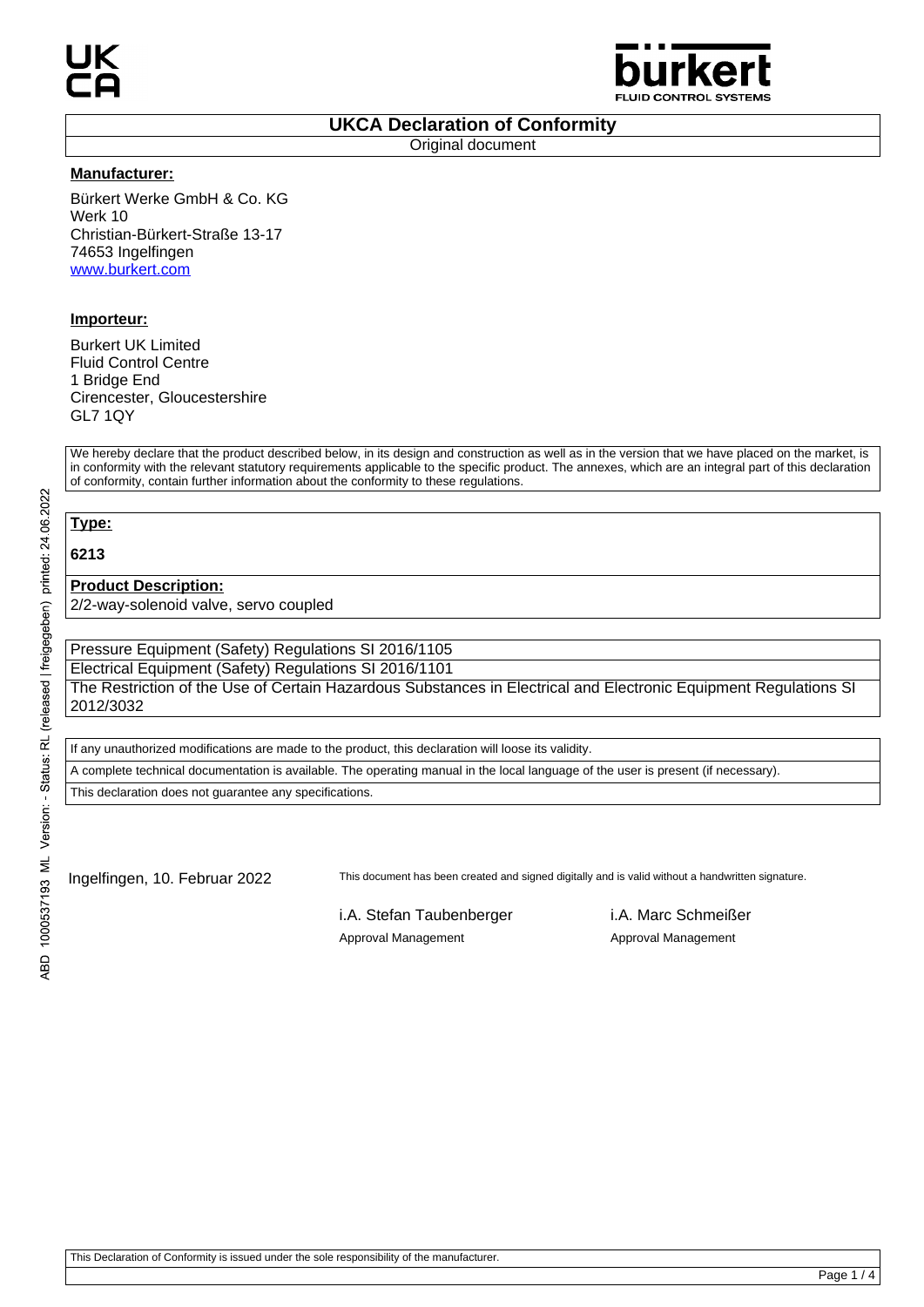# UKCA Declaration of Conformity

Original document

**Manufacturer:**

Bürkert Werke GmbH & Co. KG
Werk 10
Christian-Bürkert-Straße 13-17
74653 Ingelfingen
www.burkert.com

**Importeur:**

Burkert UK Limited
Fluid Control Centre
1 Bridge End
Cirencester, Gloucestershire
GL7 1QY

We hereby declare that the product described below, in its design and construction as well as in the version that we have placed on the market, is in conformity with the relevant statutory requirements applicable to the specific product. The annexes, which are an integral part of this declaration of conformity, contain further information about the conformity to these regulations.

**Type:**

**6213**

**Product Description:**

2/2-way-solenoid valve, servo coupled

Pressure Equipment (Safety) Regulations SI 2016/1105

Electrical Equipment (Safety) Regulations SI 2016/1101

The Restriction of the Use of Certain Hazardous Substances in Electrical and Electronic Equipment Regulations SI 2012/3032

If any unauthorized modifications are made to the product, this declaration will loose its validity.

A complete technical documentation is available. The operating manual in the local language of the user is present (if necessary).

This declaration does not guarantee any specifications.

Ingelfingen, 10. Februar 2022

This document has been created and signed digitally and is valid without a handwritten signature.

i.A. Stefan Taubenberger
Approval Management

i.A. Marc Schmeißer
Approval Management

ABD 1000537193 ML Version: - Status: RL (released | freigegeben) printed: 24.06.2022

This Declaration of Conformity is issued under the sole responsibility of the manufacturer.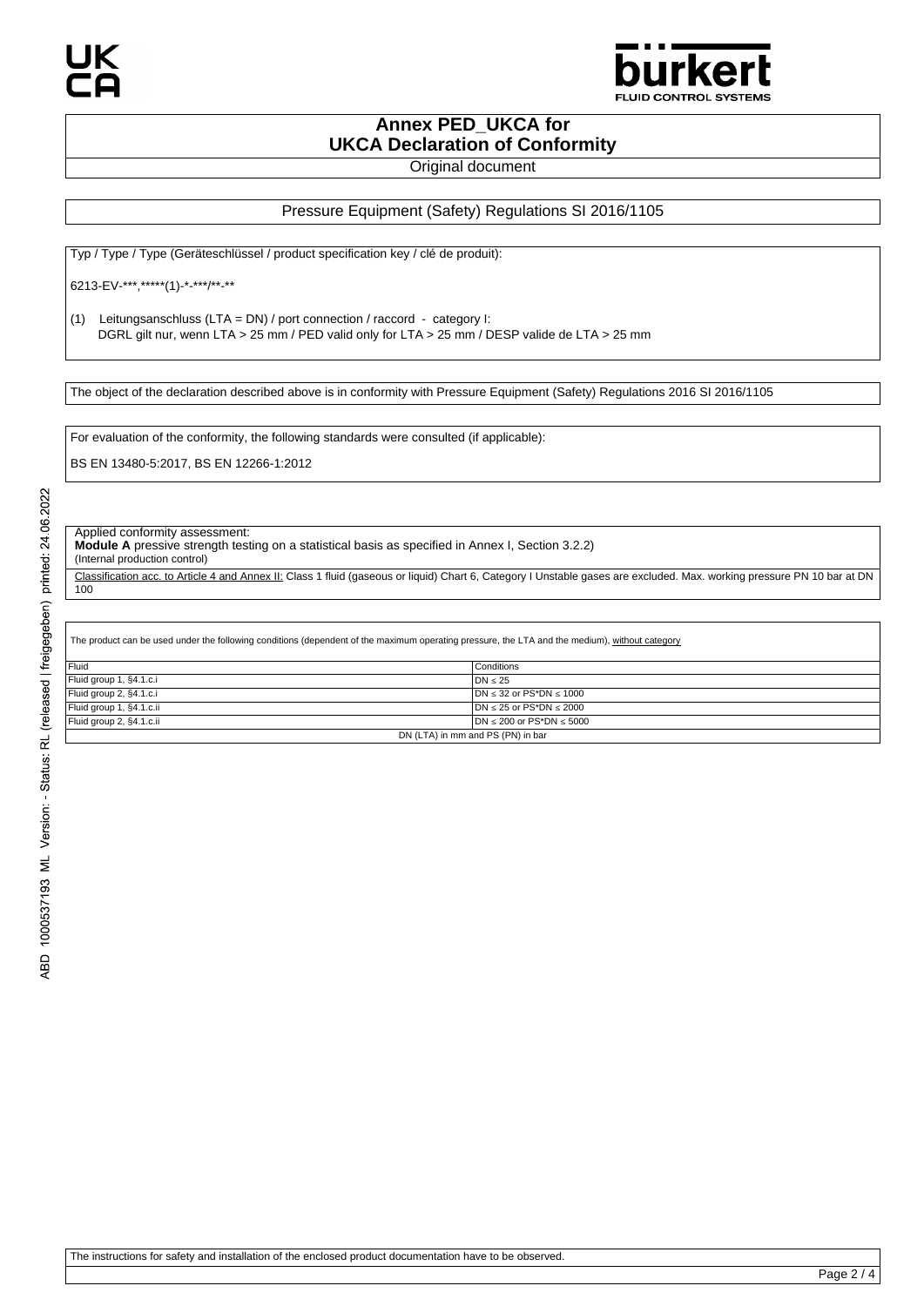# Annex PED_UKCA for UKCA Declaration of Conformity

Original document

## Pressure Equipment (Safety) Regulations SI 2016/1105

Typ / Type / Type (Geräteschlüssel / product specification key / clé de produit):

6213-EV-***,*****(1)-*-***/**-**

(1) Leitungsanschluss (LTA = DN) / port connection / raccord - category I:
DGRL gilt nur, wenn LTA > 25 mm / PED valid only for LTA > 25 mm / DESP valide de LTA > 25 mm

The object of the declaration described above is in conformity with Pressure Equipment (Safety) Regulations 2016 SI 2016/1105

For evaluation of the conformity, the following standards were consulted (if applicable):

BS EN 13480-5:2017, BS EN 12266-1:2012

Applied conformity assessment:
**Module A** pressive strength testing on a statistical basis as specified in Annex I, Section 3.2.2)
(Internal production control)

Classification acc. to Article 4 and Annex II: Class 1 fluid (gaseous or liquid) Chart 6, Category I Unstable gases are excluded. Max. working pressure PN 10 bar at DN 100

The product can be used under the following conditions (dependent of the maximum operating pressure, the LTA and the medium), without category

| Fluid | Conditions |
|---|---|
| Fluid group 1, §4.1.c.i | DN ≤ 25 |
| Fluid group 2, §4.1.c.i | DN ≤ 32 or PS*DN ≤ 1000 |
| Fluid group 1, §4.1.c.ii | DN ≤ 25 or PS*DN ≤ 2000 |
| Fluid group 2, §4.1.c.ii | DN ≤ 200 or PS*DN ≤ 5000 |

DN (LTA) in mm and PS (PN) in bar

The instructions for safety and installation of the enclosed product documentation have to be observed.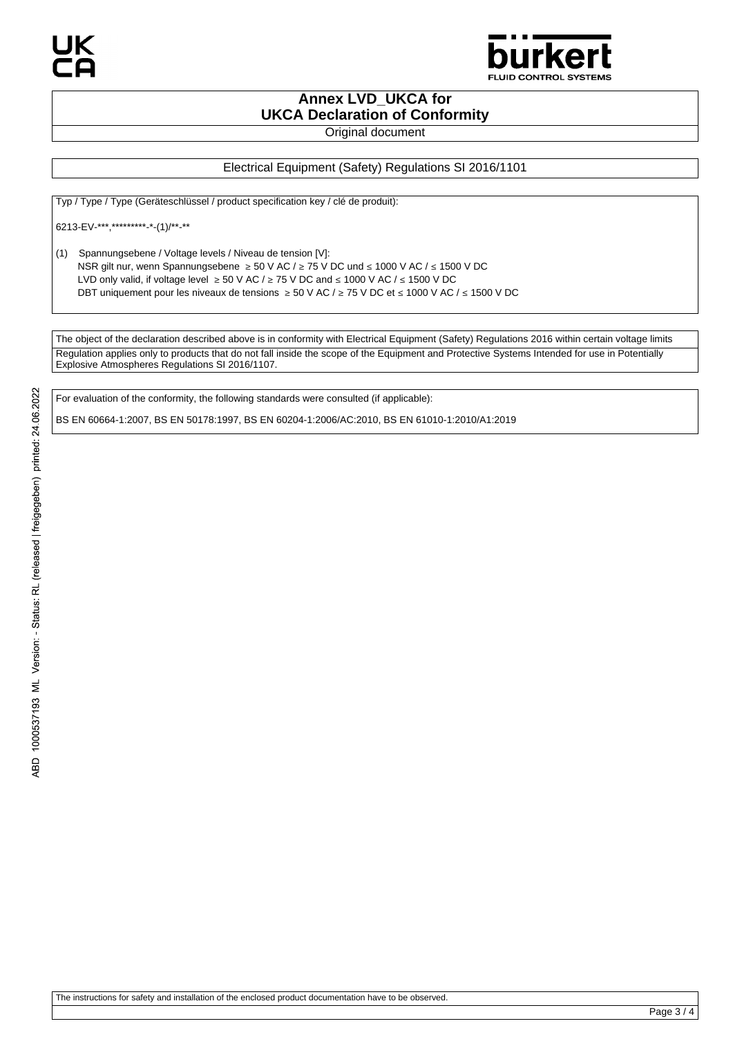# Annex LVD_UKCA for UKCA Declaration of Conformity

Original document

## Electrical Equipment (Safety) Regulations SI 2016/1101

Typ / Type / Type (Geräteschlüssel / product specification key / clé de produit):

6213-EV-***,*********-*-(1)/**-**

(1) Spannungsebene / Voltage levels / Niveau de tension [V]:
NSR gilt nur, wenn Spannungsebene ≥ 50 V AC / ≥ 75 V DC und ≤ 1000 V AC / ≤ 1500 V DC
LVD only valid, if voltage level ≥ 50 V AC / ≥ 75 V DC and ≤ 1000 V AC / ≤ 1500 V DC
DBT uniquement pour les niveaux de tensions ≥ 50 V AC / ≥ 75 V DC et ≤ 1000 V AC / ≤ 1500 V DC

The object of the declaration described above is in conformity with Electrical Equipment (Safety) Regulations 2016 within certain voltage limits

Regulation applies only to products that do not fall inside the scope of the Equipment and Protective Systems Intended for use in Potentially Explosive Atmospheres Regulations SI 2016/1107.

For evaluation of the conformity, the following standards were consulted (if applicable):

BS EN 60664-1:2007, BS EN 50178:1997, BS EN 60204-1:2006/AC:2010, BS EN 61010-1:2010/A1:2019

ABD 1000537193 ML Version: - Status: RL (released | freigegeben) printed: 24.06.2022

The instructions for safety and installation of the enclosed product documentation have to be observed.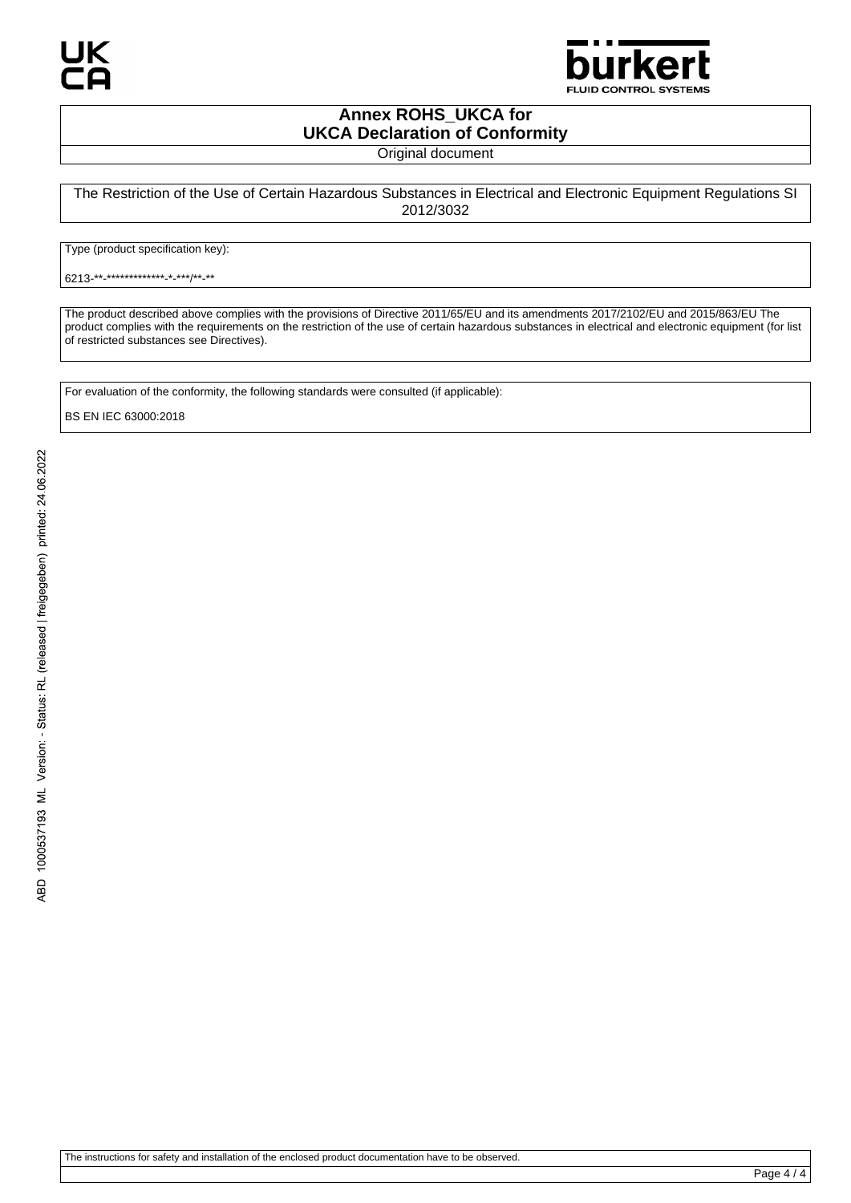# Annex ROHS_UKCA for UKCA Declaration of Conformity

Original document

The Restriction of the Use of Certain Hazardous Substances in Electrical and Electronic Equipment Regulations SI 2012/3032

Type (product specification key):

6213-**-*************-*-***/**-**

The product described above complies with the provisions of Directive 2011/65/EU and its amendments 2017/2102/EU and 2015/863/EU The product complies with the requirements on the restriction of the use of certain hazardous substances in electrical and electronic equipment (for list of restricted substances see Directives).

For evaluation of the conformity, the following standards were consulted (if applicable):

BS EN IEC 63000:2018

ABD 1000537193 ML Version: - Status: RL (released | freigegeben) printed: 24.06.2022

The instructions for safety and installation of the enclosed product documentation have to be observed.